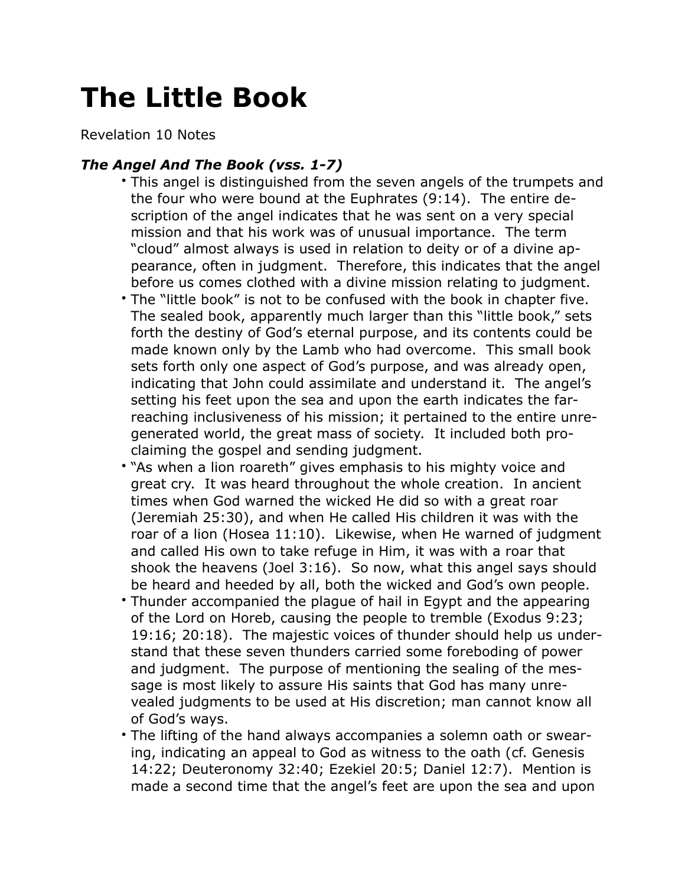# The Little Book

Revelation 10 Notes

### *The Angel And The Book (vss. 1-7)*

- This angel is distinguished from the seven angels of the trumpets and the four who were bound at the Euphrates (9:14). The entire description of the angel indicates that he was sent on a very special mission and that his work was of unusual importance. The term "cloud" almost always is used in relation to deity or of a divine appearance, often in judgment. Therefore, this indicates that the angel before us comes clothed with a divine mission relating to judgment.
- The "little book" is not to be confused with the book in chapter five. The sealed book, apparently much larger than this "little book," sets forth the destiny of God's eternal purpose, and its contents could be made known only by the Lamb who had overcome. This small book sets forth only one aspect of God's purpose, and was already open, indicating that John could assimilate and understand it. The angel's setting his feet upon the sea and upon the earth indicates the far-reaching inclusiveness of his mission; it pertained to the entire unregenerated world, the great mass of society. It included both proclaiming the gospel and sending judgment.
- "As when a lion roareth" gives emphasis to his mighty voice and great cry. It was heard throughout the whole creation. In ancient times when God warned the wicked He did so with a great roar (Jeremiah 25:30), and when He called His children it was with the roar of a lion (Hosea 11:10). Likewise, when He warned of judgment and called His own to take refuge in Him, it was with a roar that shook the heavens (Joel 3:16). So now, what this angel says should be heard and heeded by all, both the wicked and God's own people.
- Thunder accompanied the plague of hail in Egypt and the appearing of the Lord on Horeb, causing the people to tremble (Exodus 9:23; 19:16; 20:18). The majestic voices of thunder should help us understand that these seven thunders carried some foreboding of power and judgment. The purpose of mentioning the sealing of the message is most likely to assure His saints that God has many unrevealed judgments to be used at His discretion; man cannot know all of God's ways.
- The lifting of the hand always accompanies a solemn oath or swearing, indicating an appeal to God as witness to the oath (cf. Genesis 14:22; Deuteronomy 32:40; Ezekiel 20:5; Daniel 12:7). Mention is made a second time that the angel's feet are upon the sea and upon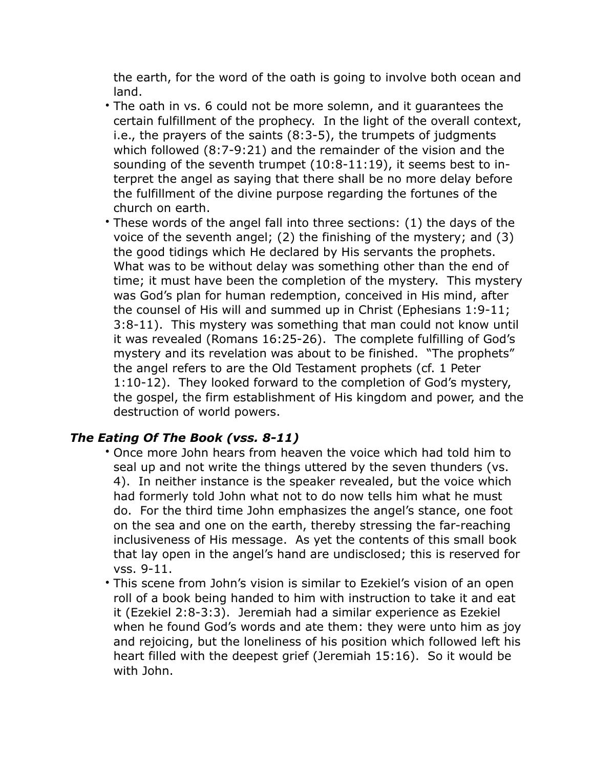the earth, for the word of the oath is going to involve both ocean and land.

- The oath in vs. 6 could not be more solemn, and it guarantees the certain fulfillment of the prophecy. In the light of the overall context, i.e., the prayers of the saints (8:3-5), the trumpets of judgments which followed (8:7-9:21) and the remainder of the vision and the sounding of the seventh trumpet (10:8-11:19), it seems best to interpret the angel as saying that there shall be no more delay before the fulfillment of the divine purpose regarding the fortunes of the church on earth.
- These words of the angel fall into three sections: (1) the days of the voice of the seventh angel; (2) the finishing of the mystery; and (3) the good tidings which He declared by His servants the prophets. What was to be without delay was something other than the end of time; it must have been the completion of the mystery. This mystery was God's plan for human redemption, conceived in His mind, after the counsel of His will and summed up in Christ (Ephesians 1:9-11; 3:8-11). This mystery was something that man could not know until it was revealed (Romans 16:25-26). The complete fulfilling of God's mystery and its revelation was about to be finished. "The prophets" the angel refers to are the Old Testament prophets (cf. 1 Peter 1:10-12). They looked forward to the completion of God's mystery, the gospel, the firm establishment of His kingdom and power, and the destruction of world powers.

### *The Eating Of The Book (vss. 8-11)*

- Once more John hears from heaven the voice which had told him to seal up and not write the things uttered by the seven thunders (vs. 4). In neither instance is the speaker revealed, but the voice which had formerly told John what not to do now tells him what he must do. For the third time John emphasizes the angel's stance, one foot on the sea and one on the earth, thereby stressing the far-reaching inclusiveness of His message. As yet the contents of this small book that lay open in the angel's hand are undisclosed; this is reserved for vss. 9-11.
- This scene from John's vision is similar to Ezekiel's vision of an open roll of a book being handed to him with instruction to take it and eat it (Ezekiel 2:8-3:3). Jeremiah had a similar experience as Ezekiel when he found God's words and ate them: they were unto him as joy and rejoicing, but the loneliness of his position which followed left his heart filled with the deepest grief (Jeremiah 15:16). So it would be with John.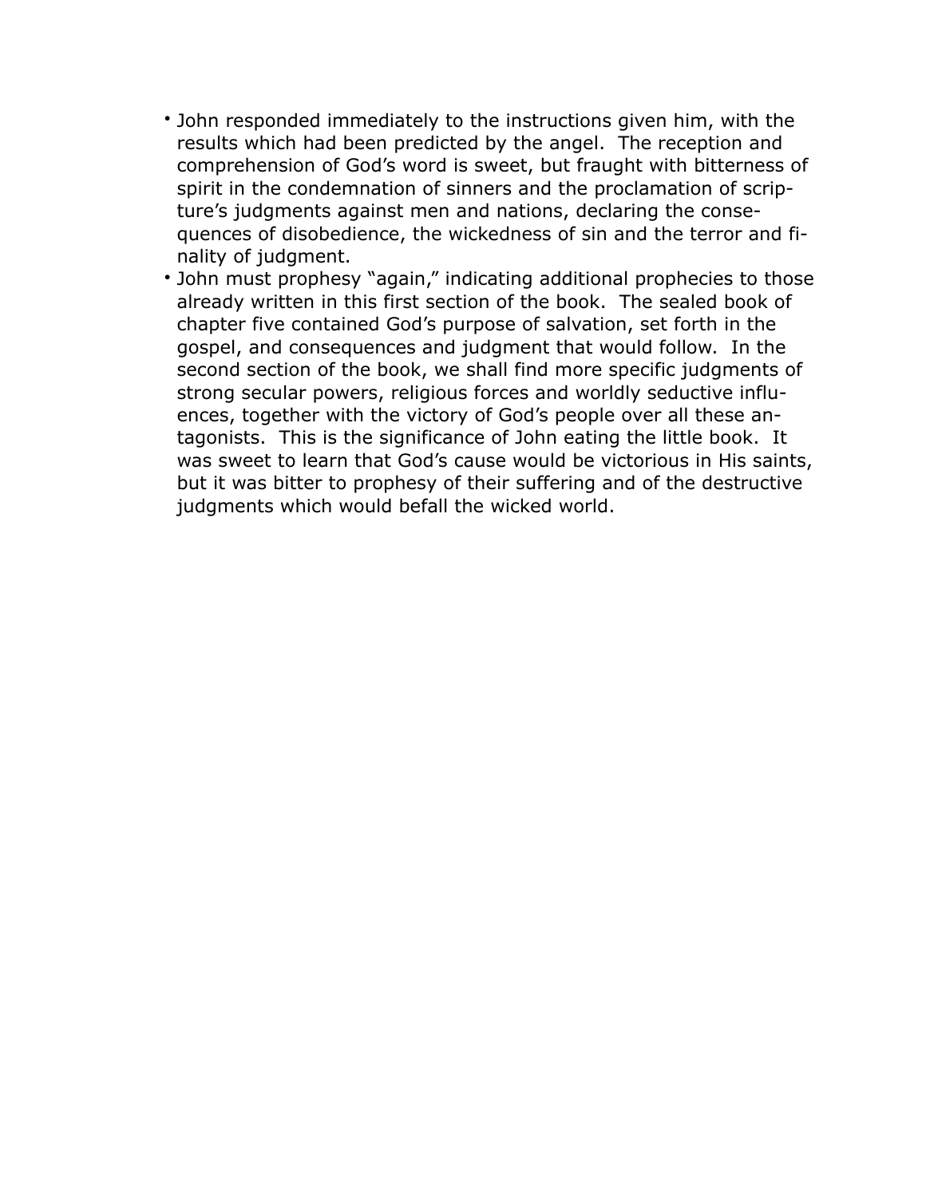- John responded immediately to the instructions given him, with the results which had been predicted by the angel. The reception and comprehension of God's word is sweet, but fraught with bitterness of spirit in the condemnation of sinners and the proclamation of scripture's judgments against men and nations, declaring the consequences of disobedience, the wickedness of sin and the terror and finality of judgment.
- John must prophesy "again," indicating additional prophecies to those already written in this first section of the book. The sealed book of chapter five contained God's purpose of salvation, set forth in the gospel, and consequences and judgment that would follow. In the second section of the book, we shall find more specific judgments of strong secular powers, religious forces and worldly seductive influences, together with the victory of God's people over all these antagonists. This is the significance of John eating the little book. It was sweet to learn that God's cause would be victorious in His saints, but it was bitter to prophesy of their suffering and of the destructive judgments which would befall the wicked world.